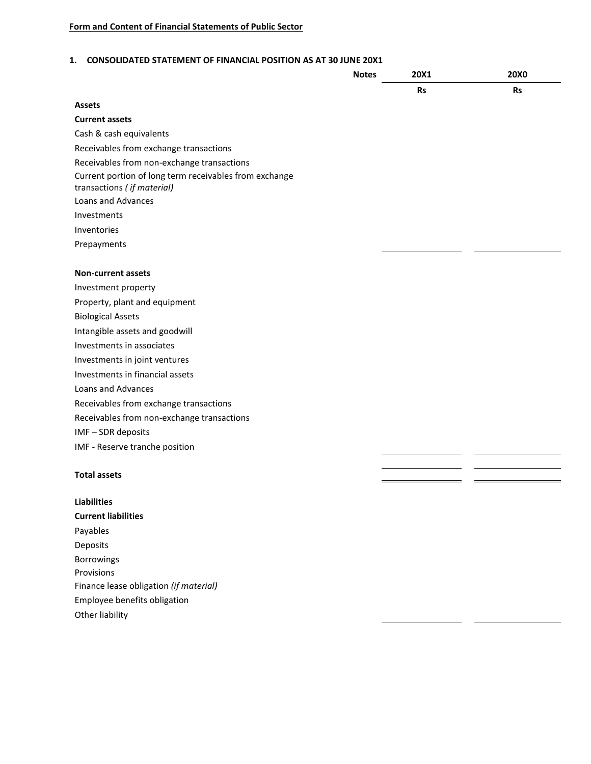**Form and Content of Financial Statements of Public Sector**

## 1. CONSOLIDATED STATEMENT OF FINANCIAL POSITION AS AT 30 JUNE 20X1

| | Notes | 20X1 | 20X0 |
|---|---|---|---|
| | | Rs | Rs |
| **Assets** | | | |
| **Current assets** | | | |
| Cash & cash equivalents | | | |
| Receivables from exchange transactions | | | |
| Receivables from non-exchange transactions | | | |
| Current portion of long term receivables from exchange transactions *( if material)* | | | |
| Loans and Advances | | | |
| Investments | | | |
| Inventories | | | |
| Prepayments | | | |
| | | | |
| **Non-current assets** | | | |
| Investment property | | | |
| Property, plant and equipment | | | |
| Biological Assets | | | |
| Intangible assets and goodwill | | | |
| Investments in associates | | | |
| Investments in joint ventures | | | |
| Investments in financial assets | | | |
| Loans and Advances | | | |
| Receivables from exchange transactions | | | |
| Receivables from non-exchange transactions | | | |
| IMF – SDR deposits | | | |
| IMF - Reserve tranche position | | | |
| | | | |
| **Total assets** | | | |
| | | | |
| **Liabilities** | | | |
| **Current liabilities** | | | |
| Payables | | | |
| Deposits | | | |
| Borrowings | | | |
| Provisions | | | |
| Finance lease obligation *(if material)* | | | |
| Employee benefits obligation | | | |
| Other liability | | | |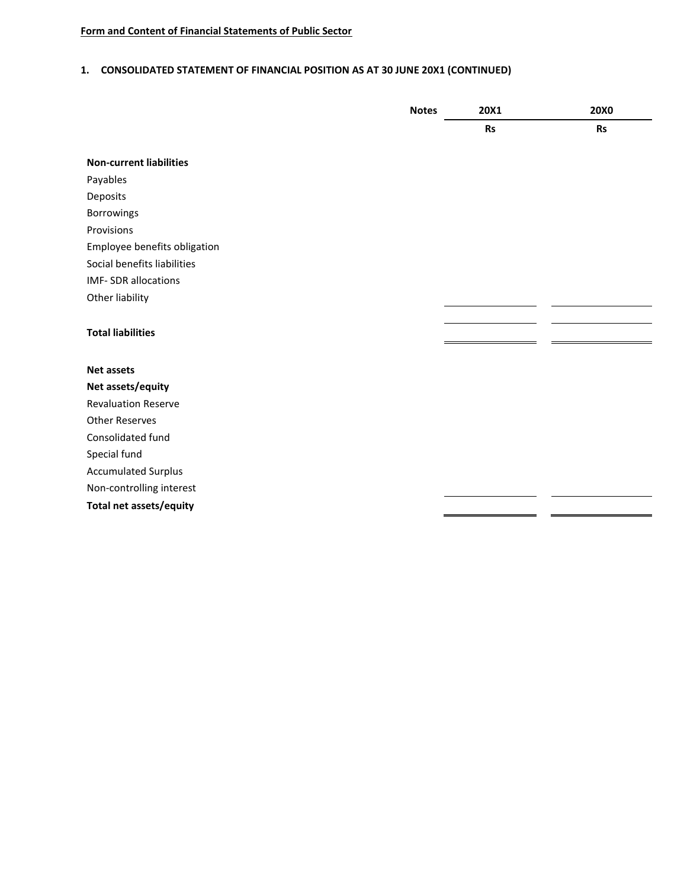**Form and Content of Financial Statements of Public Sector**

## 1. CONSOLIDATED STATEMENT OF FINANCIAL POSITION AS AT 30 JUNE 20X1 (CONTINUED)

| | Notes | 20X1 | 20X0 |
|---|---|---|---|
| | | Rs | Rs |
| **Non-current liabilities** | | | |
| Payables | | | |
| Deposits | | | |
| Borrowings | | | |
| Provisions | | | |
| Employee benefits obligation | | | |
| Social benefits liabilities | | | |
| IMF- SDR allocations | | | |
| Other liability | | | |
| | | | |
| **Total liabilities** | | | |
| | | | |
| **Net assets** | | | |
| **Net assets/equity** | | | |
| Revaluation Reserve | | | |
| Other Reserves | | | |
| Consolidated fund | | | |
| Special fund | | | |
| Accumulated Surplus | | | |
| Non-controlling interest | | | |
| **Total net assets/equity** | | | |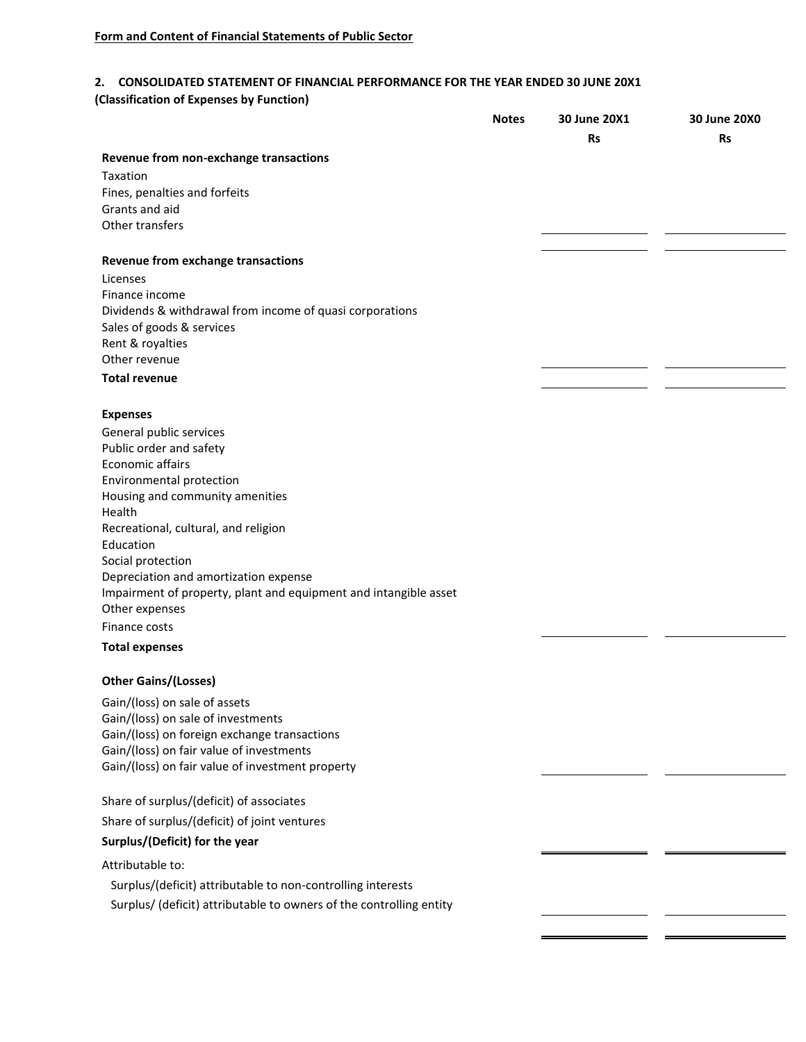**Form and Content of Financial Statements of Public Sector**

## 2. CONSOLIDATED STATEMENT OF FINANCIAL PERFORMANCE FOR THE YEAR ENDED 30 JUNE 20X1

**(Classification of Expenses by Function)**

| | Notes | 30 June 20X1 | 30 June 20X0 |
|---|---|---|---|
| | | Rs | Rs |
| **Revenue from non-exchange transactions** | | | |
| Taxation | | | |
| Fines, penalties and forfeits | | | |
| Grants and aid | | | |
| Other transfers | | | |
| | | | |
| **Revenue from exchange transactions** | | | |
| Licenses | | | |
| Finance income | | | |
| Dividends & withdrawal from income of quasi corporations | | | |
| Sales of goods & services | | | |
| Rent & royalties | | | |
| Other revenue | | | |
| **Total revenue** | | | |
| | | | |
| **Expenses** | | | |
| General public services | | | |
| Public order and safety | | | |
| Economic affairs | | | |
| Environmental protection | | | |
| Housing and community amenities | | | |
| Health | | | |
| Recreational, cultural, and religion | | | |
| Education | | | |
| Social protection | | | |
| Depreciation and amortization expense | | | |
| Impairment of property, plant and equipment and intangible asset | | | |
| Other expenses | | | |
| Finance costs | | | |
| **Total expenses** | | | |
| | | | |
| **Other Gains/(Losses)** | | | |
| Gain/(loss) on sale of assets | | | |
| Gain/(loss) on sale of investments | | | |
| Gain/(loss) on foreign exchange transactions | | | |
| Gain/(loss) on fair value of investments | | | |
| Gain/(loss) on fair value of investment property | | | |
| | | | |
| Share of surplus/(deficit) of associates | | | |
| Share of surplus/(deficit) of joint ventures | | | |
| **Surplus/(Deficit) for the year** | | | |
| Attributable to: | | | |
| Surplus/(deficit) attributable to non-controlling interests | | | |
| Surplus/ (deficit) attributable to owners of the controlling entity | | | |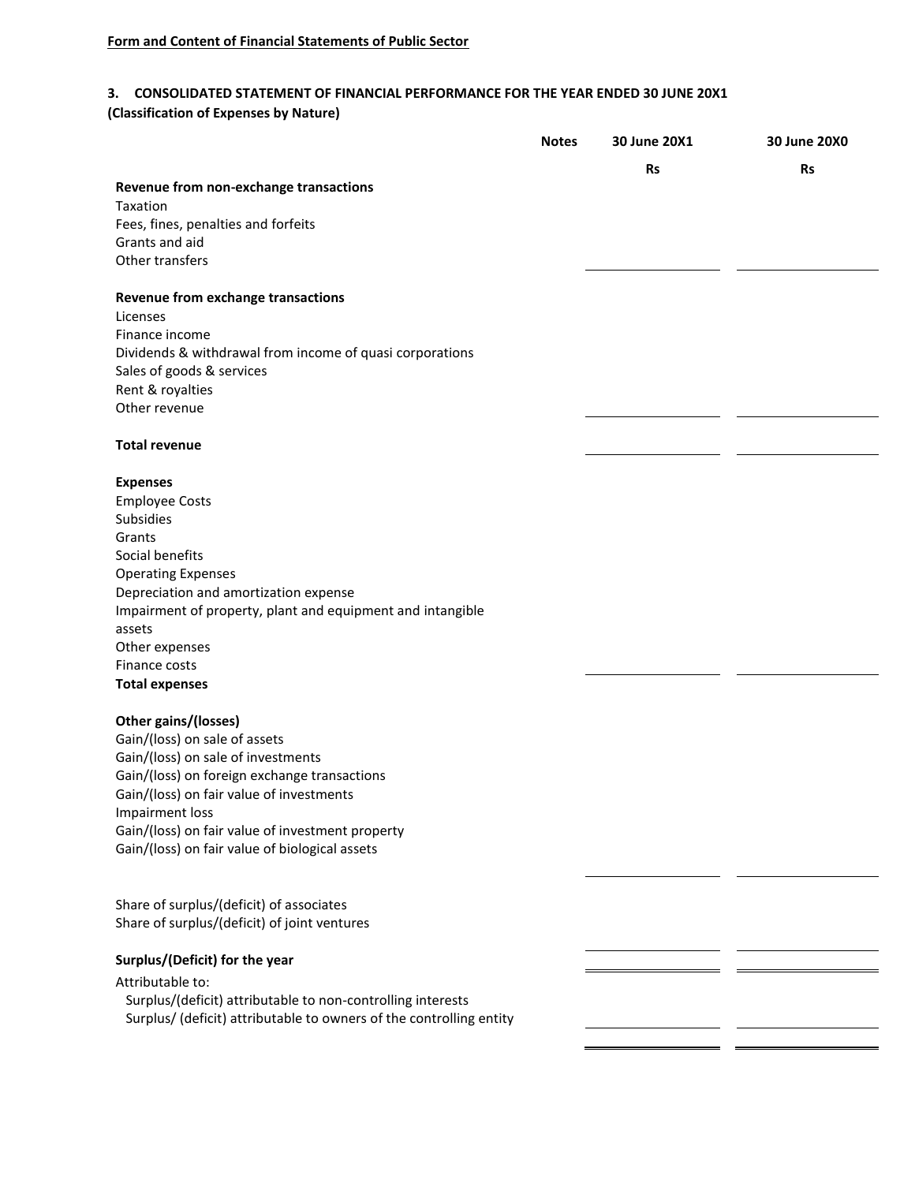**Form and Content of Financial Statements of Public Sector**

### 3. CONSOLIDATED STATEMENT OF FINANCIAL PERFORMANCE FOR THE YEAR ENDED 30 JUNE 20X1
**(Classification of Expenses by Nature)**

| | Notes | 30 June 20X1 | 30 June 20X0 |
|---|---|---|---|
| | | Rs | Rs |
| **Revenue from non-exchange transactions** | | | |
| Taxation | | | |
| Fees, fines, penalties and forfeits | | | |
| Grants and aid | | | |
| Other transfers | | | |
| | | | |
| **Revenue from exchange transactions** | | | |
| Licenses | | | |
| Finance income | | | |
| Dividends & withdrawal from income of quasi corporations | | | |
| Sales of goods & services | | | |
| Rent & royalties | | | |
| Other revenue | | | |
| | | | |
| **Total revenue** | | | |
| | | | |
| **Expenses** | | | |
| Employee Costs | | | |
| Subsidies | | | |
| Grants | | | |
| Social benefits | | | |
| Operating Expenses | | | |
| Depreciation and amortization expense | | | |
| Impairment of property, plant and equipment and intangible assets | | | |
| Other expenses | | | |
| Finance costs | | | |
| **Total expenses** | | | |
| | | | |
| **Other gains/(losses)** | | | |
| Gain/(loss) on sale of assets | | | |
| Gain/(loss) on sale of investments | | | |
| Gain/(loss) on foreign exchange transactions | | | |
| Gain/(loss) on fair value of investments | | | |
| Impairment loss | | | |
| Gain/(loss) on fair value of investment property | | | |
| Gain/(loss) on fair value of biological assets | | | |
| | | | |
| Share of surplus/(deficit) of associates | | | |
| Share of surplus/(deficit) of joint ventures | | | |
| | | | |
| **Surplus/(Deficit) for the year** | | | |
| Attributable to: | | | |
| Surplus/(deficit) attributable to non-controlling interests | | | |
| Surplus/ (deficit) attributable to owners of the controlling entity | | | |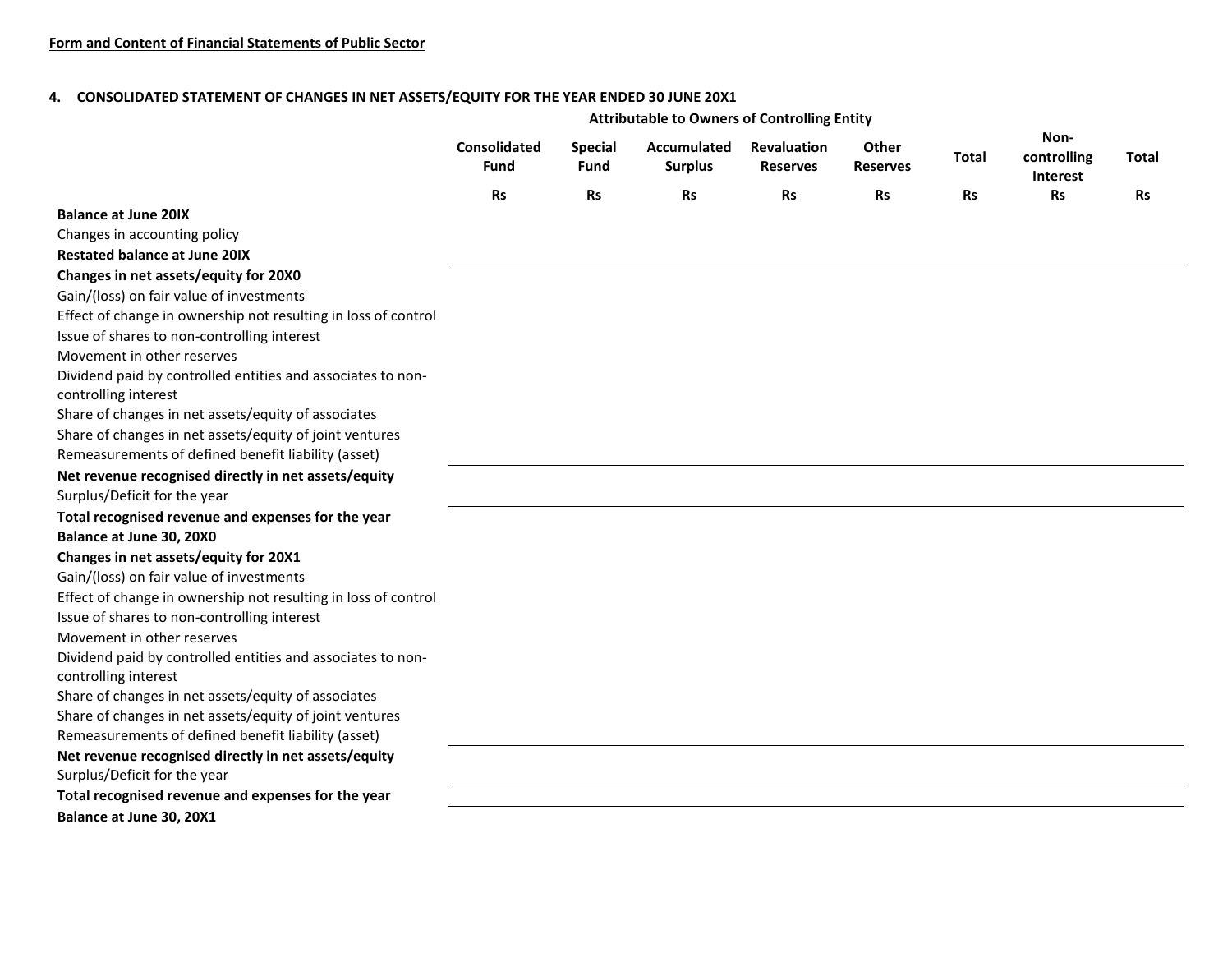Form and Content of Financial Statements of Public Sector

## 4. CONSOLIDATED STATEMENT OF CHANGES IN NET ASSETS/EQUITY FOR THE YEAR ENDED 30 JUNE 20X1

| | Attributable to Owners of Controlling Entity | | | | | | | |
|---|---|---|---|---|---|---|---|---|
| | Consolidated Fund | Special Fund | Accumulated Surplus | Revaluation Reserves | Other Reserves | Total | Non-controlling Interest | Total |
| | Rs | Rs | Rs | Rs | Rs | Rs | Rs | Rs |
| **Balance at June 20IX** | | | | | | | | |
| Changes in accounting policy | | | | | | | | |
| **Restated balance at June 20IX** | | | | | | | | |
| **Changes in net assets/equity for 20X0** | | | | | | | | |
| Gain/(loss) on fair value of investments | | | | | | | | |
| Effect of change in ownership not resulting in loss of control | | | | | | | | |
| Issue of shares to non-controlling interest | | | | | | | | |
| Movement in other reserves | | | | | | | | |
| Dividend paid by controlled entities and associates to non-controlling interest | | | | | | | | |
| Share of changes in net assets/equity of associates | | | | | | | | |
| Share of changes in net assets/equity of joint ventures | | | | | | | | |
| Remeasurements of defined benefit liability (asset) | | | | | | | | |
| **Net revenue recognised directly in net assets/equity** | | | | | | | | |
| Surplus/Deficit for the year | | | | | | | | |
| **Total recognised revenue and expenses for the year** | | | | | | | | |
| **Balance at June 30, 20X0** | | | | | | | | |
| **Changes in net assets/equity for 20X1** | | | | | | | | |
| Gain/(loss) on fair value of investments | | | | | | | | |
| Effect of change in ownership not resulting in loss of control | | | | | | | | |
| Issue of shares to non-controlling interest | | | | | | | | |
| Movement in other reserves | | | | | | | | |
| Dividend paid by controlled entities and associates to non-controlling interest | | | | | | | | |
| Share of changes in net assets/equity of associates | | | | | | | | |
| Share of changes in net assets/equity of joint ventures | | | | | | | | |
| Remeasurements of defined benefit liability (asset) | | | | | | | | |
| **Net revenue recognised directly in net assets/equity** | | | | | | | | |
| Surplus/Deficit for the year | | | | | | | | |
| **Total recognised revenue and expenses for the year** | | | | | | | | |
| **Balance at June 30, 20X1** | | | | | | | | |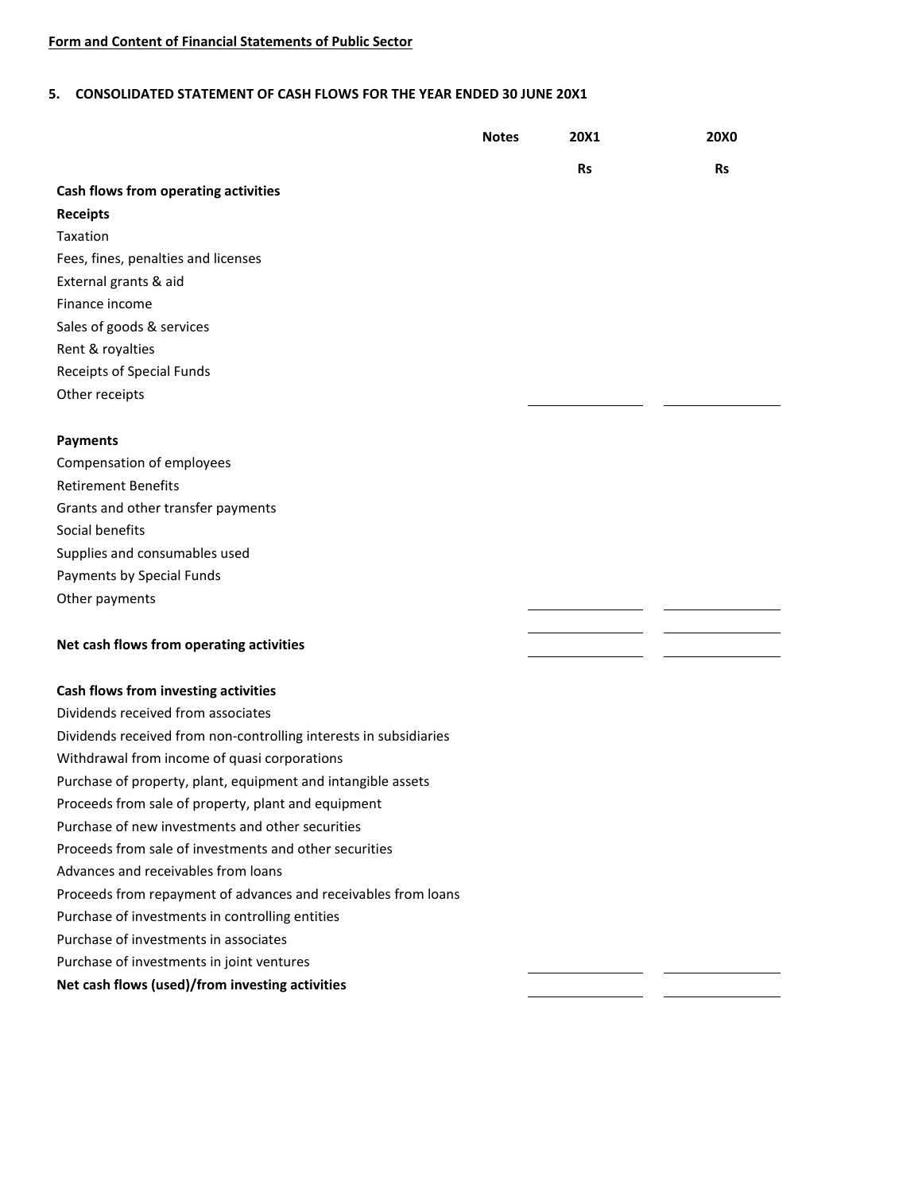**Form and Content of Financial Statements of Public Sector**

## 5. CONSOLIDATED STATEMENT OF CASH FLOWS FOR THE YEAR ENDED 30 JUNE 20X1

| | Notes | 20X1 | 20X0 |
|---|---|---|---|
| | | Rs | Rs |
| **Cash flows from operating activities** | | | |
| **Receipts** | | | |
| Taxation | | | |
| Fees, fines, penalties and licenses | | | |
| External grants & aid | | | |
| Finance income | | | |
| Sales of goods & services | | | |
| Rent & royalties | | | |
| Receipts of Special Funds | | | |
| Other receipts | | | |
| | | | |
| **Payments** | | | |
| Compensation of employees | | | |
| Retirement Benefits | | | |
| Grants and other transfer payments | | | |
| Social benefits | | | |
| Supplies and consumables used | | | |
| Payments by Special Funds | | | |
| Other payments | | | |
| | | | |
| **Net cash flows from operating activities** | | | |
| | | | |
| **Cash flows from investing activities** | | | |
| Dividends received from associates | | | |
| Dividends received from non-controlling interests in subsidiaries | | | |
| Withdrawal from income of quasi corporations | | | |
| Purchase of property, plant, equipment and intangible assets | | | |
| Proceeds from sale of property, plant and equipment | | | |
| Purchase of new investments and other securities | | | |
| Proceeds from sale of investments and other securities | | | |
| Advances and receivables from loans | | | |
| Proceeds from repayment of advances and receivables from loans | | | |
| Purchase of investments in controlling entities | | | |
| Purchase of investments in associates | | | |
| Purchase of investments in joint ventures | | | |
| **Net cash flows (used)/from investing activities** | | | |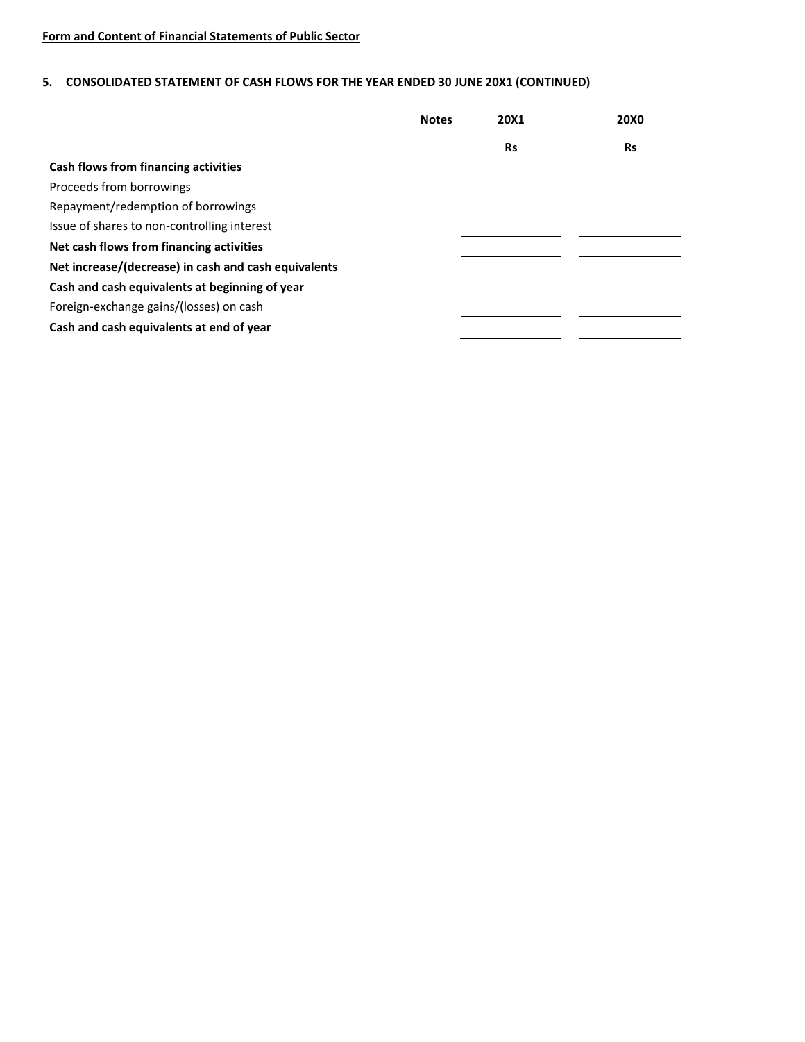**Form and Content of Financial Statements of Public Sector**

## 5. CONSOLIDATED STATEMENT OF CASH FLOWS FOR THE YEAR ENDED 30 JUNE 20X1 (CONTINUED)

| | Notes | 20X1 | 20X0 |
|---|---|---|---|
| | | **Rs** | **Rs** |
| **Cash flows from financing activities** | | | |
| Proceeds from borrowings | | | |
| Repayment/redemption of borrowings | | | |
| Issue of shares to non-controlling interest | | | |
| **Net cash flows from financing activities** | | | |
| **Net increase/(decrease) in cash and cash equivalents** | | | |
| **Cash and cash equivalents at beginning of year** | | | |
| Foreign-exchange gains/(losses) on cash | | | |
| **Cash and cash equivalents at end of year** | | | |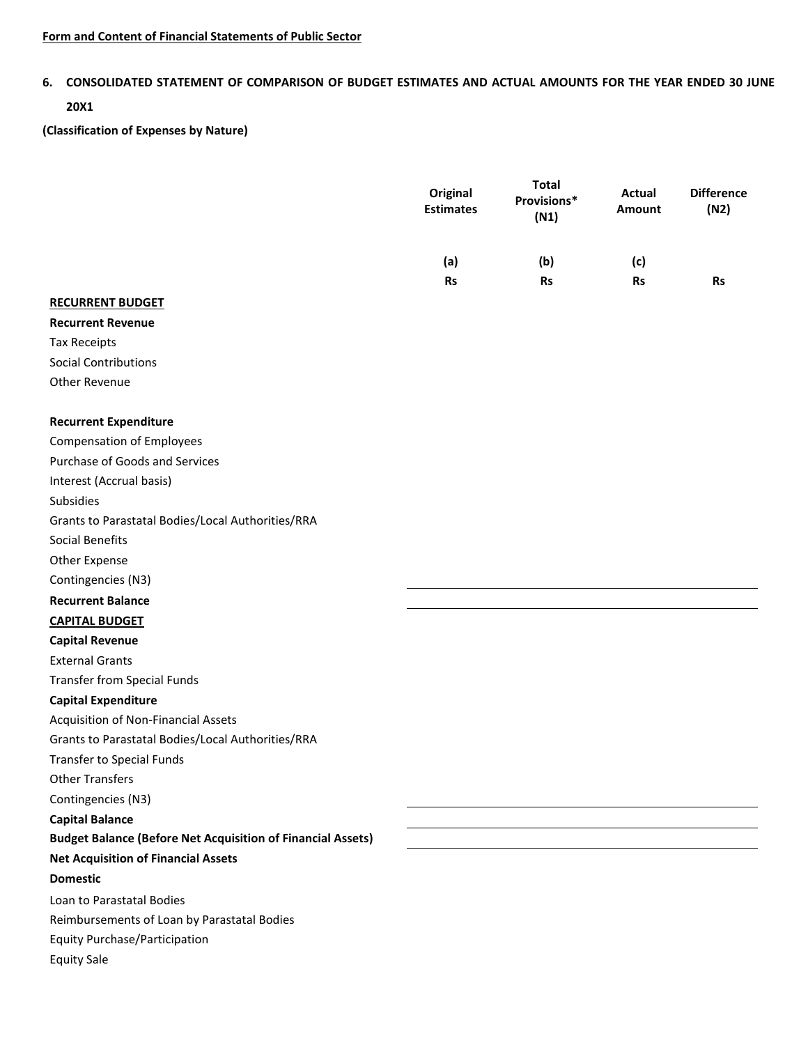Form and Content of Financial Statements of Public Sector

## 6. CONSOLIDATED STATEMENT OF COMPARISON OF BUDGET ESTIMATES AND ACTUAL AMOUNTS FOR THE YEAR ENDED 30 JUNE 20X1

**(Classification of Expenses by Nature)**

| | Original Estimates | Total Provisions* (N1) | Actual Amount | Difference (N2) |
|---|---|---|---|---|
| | (a) | (b) | (c) | |
| | Rs | Rs | Rs | Rs |
| **RECURRENT BUDGET** | | | | |
| **Recurrent Revenue** | | | | |
| Tax Receipts | | | | |
| Social Contributions | | | | |
| Other Revenue | | | | |
| **Recurrent Expenditure** | | | | |
| Compensation of Employees | | | | |
| Purchase of Goods and Services | | | | |
| Interest (Accrual basis) | | | | |
| Subsidies | | | | |
| Grants to Parastatal Bodies/Local Authorities/RRA | | | | |
| Social Benefits | | | | |
| Other Expense | | | | |
| Contingencies (N3) | | | | |
| **Recurrent Balance** | | | | |
| **CAPITAL BUDGET** | | | | |
| **Capital Revenue** | | | | |
| External Grants | | | | |
| Transfer from Special Funds | | | | |
| **Capital Expenditure** | | | | |
| Acquisition of Non-Financial Assets | | | | |
| Grants to Parastatal Bodies/Local Authorities/RRA | | | | |
| Transfer to Special Funds | | | | |
| Other Transfers | | | | |
| Contingencies (N3) | | | | |
| **Capital Balance** | | | | |
| **Budget Balance (Before Net Acquisition of Financial Assets)** | | | | |
| **Net Acquisition of Financial Assets** | | | | |
| **Domestic** | | | | |
| Loan to Parastatal Bodies | | | | |
| Reimbursements of Loan by Parastatal Bodies | | | | |
| Equity Purchase/Participation | | | | |
| Equity Sale | | | | |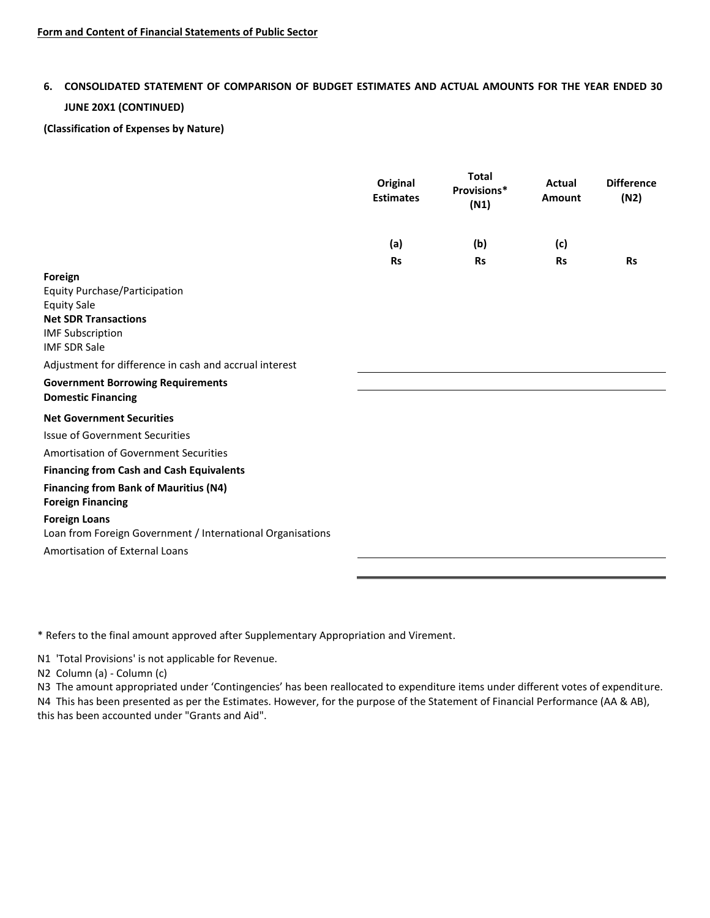Form and Content of Financial Statements of Public Sector

## 6. CONSOLIDATED STATEMENT OF COMPARISON OF BUDGET ESTIMATES AND ACTUAL AMOUNTS FOR THE YEAR ENDED 30 JUNE 20X1 (CONTINUED)

**(Classification of Expenses by Nature)**

| | Original Estimates | Total Provisions* (N1) | Actual Amount | Difference (N2) |
|---|---|---|---|---|
| | (a) | (b) | (c) | |
| | Rs | Rs | Rs | Rs |
| **Foreign** | | | | |
| Equity Purchase/Participation | | | | |
| Equity Sale | | | | |
| **Net SDR Transactions** | | | | |
| IMF Subscription | | | | |
| IMF SDR Sale | | | | |
| Adjustment for difference in cash and accrual interest | | | | |
| **Government Borrowing Requirements** | | | | |
| **Domestic Financing** | | | | |
| **Net Government Securities** | | | | |
| Issue of Government Securities | | | | |
| Amortisation of Government Securities | | | | |
| **Financing from Cash and Cash Equivalents** | | | | |
| **Financing from Bank of Mauritius (N4)** | | | | |
| **Foreign Financing** | | | | |
| **Foreign Loans** | | | | |
| Loan from Foreign Government / International Organisations | | | | |
| Amortisation of External Loans | | | | |

\* Refers to the final amount approved after Supplementary Appropriation and Virement.

N1 'Total Provisions' is not applicable for Revenue.

N2 Column (a) - Column (c)

N3 The amount appropriated under 'Contingencies' has been reallocated to expenditure items under different votes of expenditure.

N4 This has been presented as per the Estimates. However, for the purpose of the Statement of Financial Performance (AA & AB), this has been accounted under "Grants and Aid".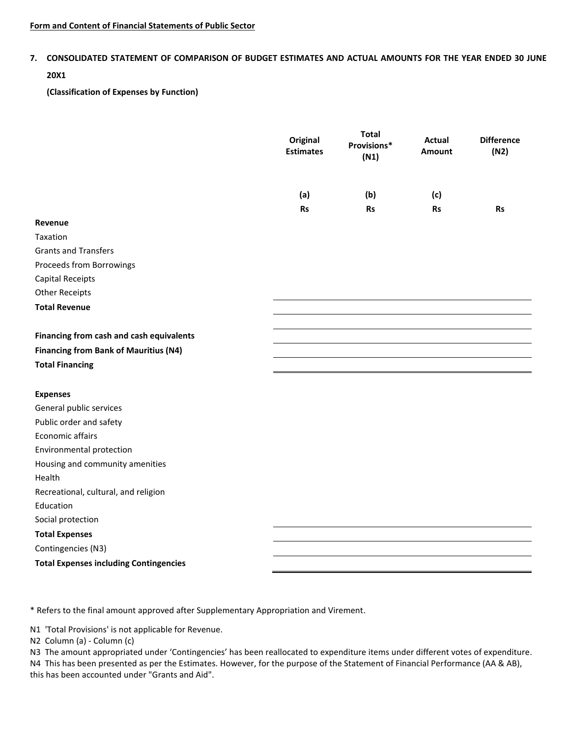**Form and Content of Financial Statements of Public Sector**

## 7. CONSOLIDATED STATEMENT OF COMPARISON OF BUDGET ESTIMATES AND ACTUAL AMOUNTS FOR THE YEAR ENDED 30 JUNE 20X1

**(Classification of Expenses by Function)**

| | Original Estimates | Total Provisions* (N1) | Actual Amount | Difference (N2) |
|---|---|---|---|---|
| | (a) | (b) | (c) | |
| | Rs | Rs | Rs | Rs |
| **Revenue** | | | | |
| Taxation | | | | |
| Grants and Transfers | | | | |
| Proceeds from Borrowings | | | | |
| Capital Receipts | | | | |
| Other Receipts | | | | |
| **Total Revenue** | | | | |
| **Financing from cash and cash equivalents** | | | | |
| **Financing from Bank of Mauritius (N4)** | | | | |
| **Total Financing** | | | | |
| **Expenses** | | | | |
| General public services | | | | |
| Public order and safety | | | | |
| Economic affairs | | | | |
| Environmental protection | | | | |
| Housing and community amenities | | | | |
| Health | | | | |
| Recreational, cultural, and religion | | | | |
| Education | | | | |
| Social protection | | | | |
| **Total Expenses** | | | | |
| Contingencies (N3) | | | | |
| **Total Expenses including Contingencies** | | | | |

* Refers to the final amount approved after Supplementary Appropriation and Virement.

N1 'Total Provisions' is not applicable for Revenue.
N2 Column (a) - Column (c)
N3 The amount appropriated under 'Contingencies' has been reallocated to expenditure items under different votes of expenditure.
N4 This has been presented as per the Estimates. However, for the purpose of the Statement of Financial Performance (AA & AB), this has been accounted under "Grants and Aid".